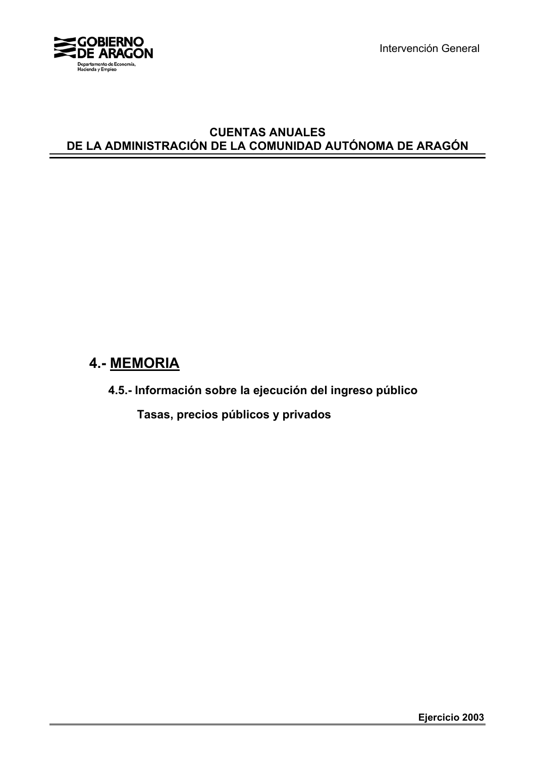GOBIERNO DE ARAGON

Departamento de Economía, Hacienda y Empleo

Intervención General

# CUENTAS ANUALES
# DE LA ADMINISTRACIÓN DE LA COMUNIDAD AUTÓNOMA DE ARAGÓN

## 4.- MEMORIA

### 4.5.- Información sobre la ejecución del ingreso público

#### Tasas, precios públicos y privados

**Ejercicio 2003**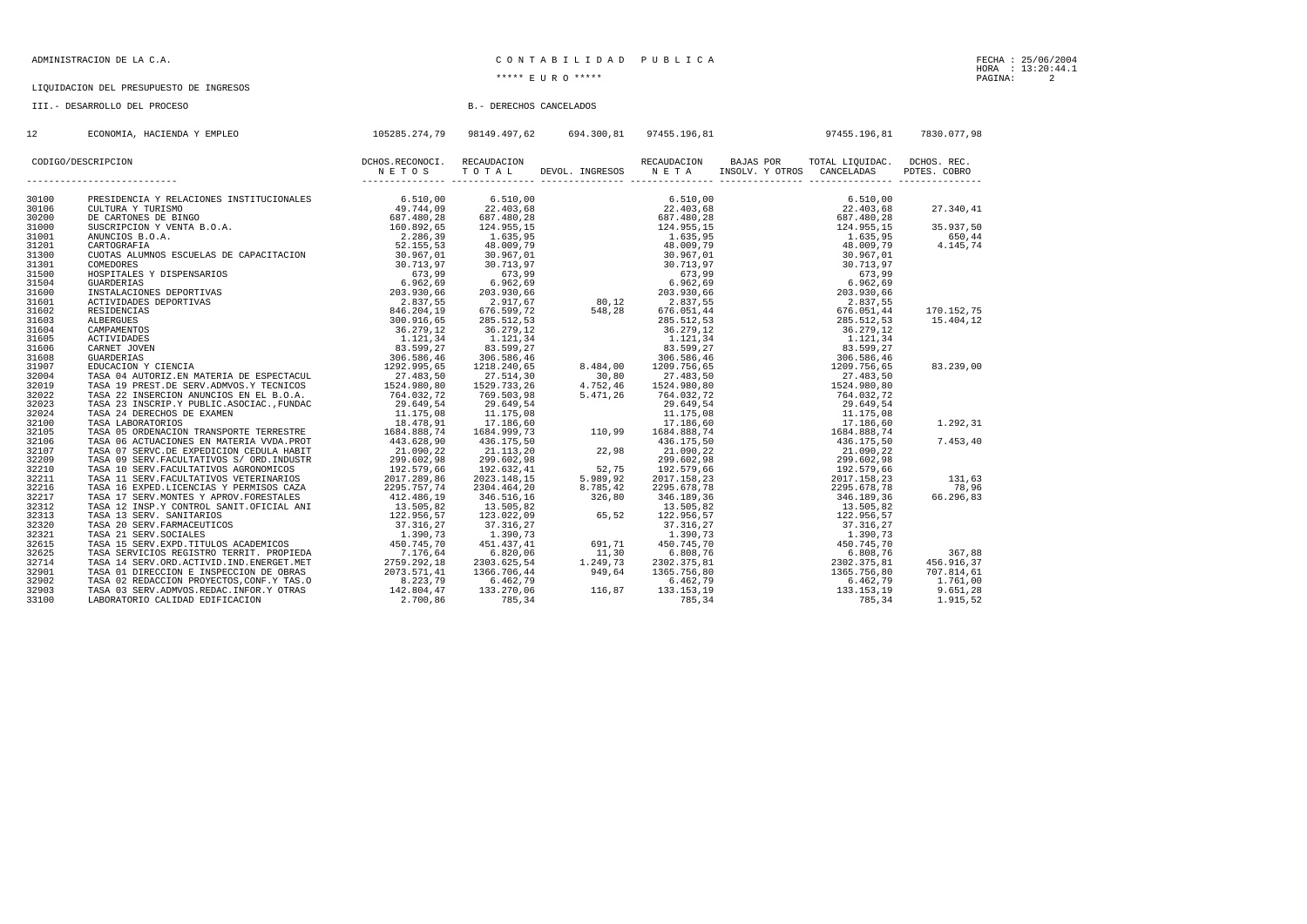LIQUIDACION DEL PRESUPUESTO DE INGRESOS

III.- DESARROLLO DEL PROCESO

B.- DERECHOS CANCELADOS

| 12 | ECONOMIA, HACIENDA Y EMPLEO | 105285.274,79 | 98149.497,62 | 694.300,81 | 97455.196,81 | | 97455.196,81 | 7830.077,98 |
|---|---|---|---|---|---|---|---|---|
| **CODIGO** | **DESCRIPCION** | **DCHOS.RECONOCI. N E T O S** | **RECAUDACION T O T A L** | **DEVOL. INGRESOS** | **RECAUDACION N E T A** | **BAJAS POR INSOLV. Y OTROS** | **TOTAL LIQUIDAC. CANCELADAS** | **DCHOS. REC. PDTES. COBRO** |
| 30100 | PRESIDENCIA Y RELACIONES INSTITUCIONALES | 6.510,00 | 6.510,00 | | 6.510,00 | | 6.510,00 | |
| 30106 | CULTURA Y TURISMO | 49.744,09 | 22.403,68 | | 22.403,68 | | 22.403,68 | 27.340,41 |
| 30200 | DE CARTONES DE BINGO | 687.480,28 | 687.480,28 | | 687.480,28 | | 687.480,28 | |
| 31000 | SUSCRIPCION Y VENTA B.O.A. | 160.892,65 | 124.955,15 | | 124.955,15 | | 124.955,15 | 35.937,50 |
| 31001 | ANUNCIOS B.O.A. | 2.286,39 | 1.635,95 | | 1.635,95 | | 1.635,95 | 650,44 |
| 31201 | CARTOGRAFIA | 52.155,53 | 48.009,79 | | 48.009,79 | | 48.009,79 | 4.145,74 |
| 31300 | CUOTAS ALUMNOS ESCUELAS DE CAPACITACION | 30.967,01 | 30.967,01 | | 30.967,01 | | 30.967,01 | |
| 31301 | COMEDORES | 30.713,97 | 30.713,97 | | 30.713,97 | | 30.713,97 | |
| 31500 | HOSPITALES Y DISPENSARIOS | 673,99 | 673,99 | | 673,99 | | 673,99 | |
| 31504 | GUARDERIAS | 6.962,69 | 6.962,69 | | 6.962,69 | | 6.962,69 | |
| 31600 | INSTALACIONES DEPORTIVAS | 203.930,66 | 203.930,66 | | 203.930,66 | | 203.930,66 | |
| 31601 | ACTIVIDADES DEPORTIVAS | 2.837,55 | 2.917,67 | 80,12 | 2.837,55 | | 2.837,55 | |
| 31602 | RESIDENCIAS | 846.204,19 | 676.599,72 | 548,28 | 676.051,44 | | 676.051,44 | 170.152,75 |
| 31603 | ALBERGUES | 300.916,65 | 285.512,53 | | 285.512,53 | | 285.512,53 | 15.404,12 |
| 31604 | CAMPAMENTOS | 36.279,12 | 36.279,12 | | 36.279,12 | | 36.279,12 | |
| 31605 | ACTIVIDADES | 1.121,34 | 1.121,34 | | 1.121,34 | | 1.121,34 | |
| 31606 | CARNET JOVEN | 83.599,27 | 83.599,27 | | 83.599,27 | | 83.599,27 | |
| 31608 | GUARDERIAS | 306.586,46 | 306.586,46 | | 306.586,46 | | 306.586,46 | |
| 31907 | EDUCACION Y CIENCIA | 1292.995,65 | 1218.240,65 | 8.484,00 | 1209.756,65 | | 1209.756,65 | 83.239,00 |
| 32004 | TASA 04 AUTORIZ.EN MATERIA DE ESPECTACUL | 27.483,50 | 27.514,30 | 30,80 | 27.483,50 | | 27.483,50 | |
| 32019 | TASA 19 PREST.DE SERV.ADMVOS.Y TECNICOS | 1524.980,80 | 1529.733,26 | 4.752,46 | 1524.980,80 | | 1524.980,80 | |
| 32022 | TASA 22 INSERCION ANUNCIOS EN EL B.O.A. | 764.032,72 | 769.503,98 | 5.471,26 | 764.032,72 | | 764.032,72 | |
| 32023 | TASA 23 INSCRIP.Y PUBLIC.ASOCIAC.,FUNDAC | 29.649,54 | 29.649,54 | | 29.649,54 | | 29.649,54 | |
| 32024 | TASA 24 DERECHOS DE EXAMEN | 11.175,08 | 11.175,08 | | 11.175,08 | | 11.175,08 | |
| 32100 | TASA LABORATORIOS | 18.478,91 | 17.186,60 | | 17.186,60 | | 17.186,60 | 1.292,31 |
| 32105 | TASA 05 ORDENACION TRANSPORTE TERRESTRE | 1684.888,74 | 1684.999,73 | 110,99 | 1684.888,74 | | 1684.888,74 | |
| 32106 | TASA 06 ACTUACIONES EN MATERIA VVDA.PROT | 443.628,90 | 436.175,50 | | 436.175,50 | | 436.175,50 | 7.453,40 |
| 32107 | TASA 07 SERVC.DE EXPEDICION CEDULA HABIT | 21.090,22 | 21.113,20 | 22,98 | 21.090,22 | | 21.090,22 | |
| 32209 | TASA 09 SERV.FACULTATIVOS S/ ORD.INDUSTR | 299.602,98 | 299.602,98 | | 299.602,98 | | 299.602,98 | |
| 32210 | TASA 10 SERV.FACULTATIVOS AGRONOMICOS | 192.579,66 | 192.632,41 | 52,75 | 192.579,66 | | 192.579,66 | |
| 32211 | TASA 11 SERV.FACULTATIVOS VETERINARIOS | 2017.289,86 | 2023.148,15 | 5.989,92 | 2017.158,23 | | 2017.158,23 | 131,63 |
| 32216 | TASA 16 EXPED.LICENCIAS Y PERMISOS CAZA | 2295.757,74 | 2304.464,20 | 8.785,42 | 2295.678,78 | | 2295.678,78 | 78,96 |
| 32217 | TASA 17 SERV.MONTES Y APROV.FORESTALES | 412.486,19 | 346.516,16 | 326,80 | 346.189,36 | | 346.189,36 | 66.296,83 |
| 32312 | TASA 12 INSP.Y CONTROL SANIT.OFICIAL ANI | 13.505,82 | 13.505,82 | | 13.505,82 | | 13.505,82 | |
| 32313 | TASA 13 SERV. SANITARIOS | 122.956,57 | 123.022,09 | 65,52 | 122.956,57 | | 122.956,57 | |
| 32320 | TASA 20 SERV.FARMACEUTICOS | 37.316,27 | 37.316,27 | | 37.316,27 | | 37.316,27 | |
| 32321 | TASA 21 SERV.SOCIALES | 1.390,73 | 1.390,73 | | 1.390,73 | | 1.390,73 | |
| 32615 | TASA 15 SERV.EXPD.TITULOS ACADEMICOS | 450.745,70 | 451.437,41 | 691,71 | 450.745,70 | | 450.745,70 | |
| 32625 | TASA SERVICIOS REGISTRO TERRIT. PROPIEDA | 7.176,64 | 6.820,06 | 11,30 | 6.808,76 | | 6.808,76 | 367,88 |
| 32714 | TASA 14 SERV.ORD.ACTIVID.IND.ENERGET.MET | 2759.292,18 | 2303.625,54 | 1.249,73 | 2302.375,81 | | 2302.375,81 | 456.916,37 |
| 32901 | TASA 01 DIRECCION E INSPECCION DE OBRAS | 2073.571,41 | 1366.706,44 | 949,64 | 1365.756,80 | | 1365.756,80 | 707.814,61 |
| 32902 | TASA 02 REDACCION PROYECTOS,CONF.Y TAS.O | 8.223,79 | 6.462,79 | | 6.462,79 | | 6.462,79 | 1.761,00 |
| 32903 | TASA 03 SERV.ADMVOS.REDAC.INFOR.Y OTRAS | 142.804,47 | 133.270,06 | 116,87 | 133.153,19 | | 133.153,19 | 9.651,28 |
| 33100 | LABORATORIO CALIDAD EDIFICACION | 2.700,86 | 785,34 | | 785,34 | | 785,34 | 1.915,52 |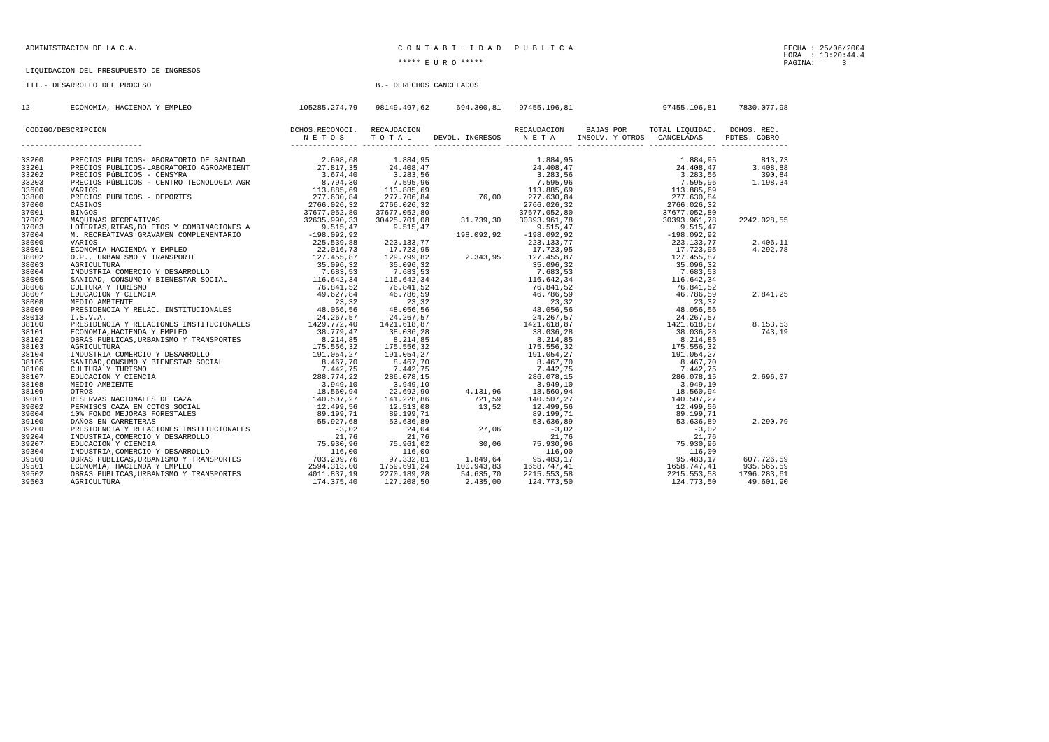ADMINISTRACION DE LA C.A.

CONTABILIDAD PUBLICA

***** EURO *****

LIQUIDACION DEL PRESUPUESTO DE INGRESOS

III.- DESARROLLO DEL PROCESO

B.- DERECHOS CANCELADOS

| CODIGO | DESCRIPCION | DCHOS.RECONOCI. NETOS | RECAUDACION TOTAL | DEVOL. INGRESOS | RECAUDACION NETA | BAJAS POR INSOLV. Y OTROS | TOTAL LIQUIDAC. CANCELADAS | DCHOS. REC. PDTES. COBRO |
|---|---|---|---|---|---|---|---|---|
| 12 | ECONOMIA, HACIENDA Y EMPLEO | 105285.274,79 | 98149.497,62 | 694.300,81 | 97455.196,81 | | 97455.196,81 | 7830.077,98 |
| 33200 | PRECIOS PUBLICOS-LABORATORIO DE SANIDAD | 2.698,68 | 1.884,95 | | 1.884,95 | | 1.884,95 | 813,73 |
| 33201 | PRECIOS PUBLICOS-LABORATORIO AGROAMBIENT | 27.817,35 | 24.408,47 | | 24.408,47 | | 24.408,47 | 3.408,88 |
| 33202 | PRECIOS PúBLICOS - CENSYRA | 3.674,40 | 3.283,56 | | 3.283,56 | | 3.283,56 | 390,84 |
| 33203 | PRECIOS PúBLICOS - CENTRO TECNOLOGIA AGR | 8.794,30 | 7.595,96 | | 7.595,96 | | 7.595,96 | 1.198,34 |
| 33600 | VARIOS | 113.885,69 | 113.885,69 | | 113.885,69 | | 113.885,69 | |
| 33800 | PRECIOS PUBLICOS - DEPORTES | 277.630,84 | 277.706,84 | 76,00 | 277.630,84 | | 277.630,84 | |
| 37000 | CASINOS | 2766.026,32 | 2766.026,32 | | 2766.026,32 | | 2766.026,32 | |
| 37001 | BINGOS | 37677.052,80 | 37677.052,80 | | 37677.052,80 | | 37677.052,80 | |
| 37002 | MAQUINAS RECREATIVAS | 32635.990,33 | 30425.701,08 | 31.739,30 | 30393.961,78 | | 30393.961,78 | 2242.028,55 |
| 37003 | LOTERIAS,RIFAS,BOLETOS Y COMBINACIONES A | 9.515,47 | 9.515,47 | | 9.515,47 | | 9.515,47 | |
| 37004 | M. RECREATIVAS GRAVAMEN COMPLEMENTARIO | -198.092,92 | | 198.092,92 | -198.092,92 | | -198.092,92 | |
| 38000 | VARIOS | 225.539,88 | 223.133,77 | | 223.133,77 | | 223.133,77 | 2.406,11 |
| 38001 | ECONOMIA HACIENDA Y EMPLEO | 22.016,73 | 17.723,95 | | 17.723,95 | | 17.723,95 | 4.292,78 |
| 38002 | O.P., URBANISMO Y TRANSPORTE | 127.455,87 | 129.799,82 | 2.343,95 | 127.455,87 | | 127.455,87 | |
| 38003 | AGRICULTURA | 35.096,32 | 35.096,32 | | 35.096,32 | | 35.096,32 | |
| 38004 | INDUSTRIA COMERCIO Y DESARROLLO | 7.683,53 | 7.683,53 | | 7.683,53 | | 7.683,53 | |
| 38005 | SANIDAD, CONSUMO Y BIENESTAR SOCIAL | 116.642,34 | 116.642,34 | | 116.642,34 | | 116.642,34 | |
| 38006 | CULTURA Y TURISMO | 76.841,52 | 76.841,52 | | 76.841,52 | | 76.841,52 | |
| 38007 | EDUCACION Y CIENCIA | 49.627,84 | 46.786,59 | | 46.786,59 | | 46.786,59 | 2.841,25 |
| 38008 | MEDIO AMBIENTE | 23,32 | 23,32 | | 23,32 | | 23,32 | |
| 38009 | PRESIDENCIA Y RELAC. INSTITUCIONALES | 48.056,56 | 48.056,56 | | 48.056,56 | | 48.056,56 | |
| 38013 | I.S.V.A. | 24.267,57 | 24.267,57 | | 24.267,57 | | 24.267,57 | |
| 38100 | PRESIDENCIA Y RELACIONES INSTITUCIONALES | 1429.772,40 | 1421.618,87 | | 1421.618,87 | | 1421.618,87 | 8.153,53 |
| 38101 | ECONOMIA,HACIENDA Y EMPLEO | 38.779,47 | 38.036,28 | | 38.036,28 | | 38.036,28 | 743,19 |
| 38102 | OBRAS PUBLICAS,URBANISMO Y TRANSPORTES | 8.214,85 | 8.214,85 | | 8.214,85 | | 8.214,85 | |
| 38103 | AGRICULTURA | 175.556,32 | 175.556,32 | | 175.556,32 | | 175.556,32 | |
| 38104 | INDUSTRIA COMERCIO Y DESARROLLO | 191.054,27 | 191.054,27 | | 191.054,27 | | 191.054,27 | |
| 38105 | SANIDAD,CONSUMO Y BIENESTAR SOCIAL | 8.467,70 | 8.467,70 | | 8.467,70 | | 8.467,70 | |
| 38106 | CULTURA Y TURISMO | 7.442,75 | 7.442,75 | | 7.442,75 | | 7.442,75 | |
| 38107 | EDUCACION Y CIENCIA | 288.774,22 | 286.078,15 | | 286.078,15 | | 286.078,15 | 2.696,07 |
| 38108 | MEDIO AMBIENTE | 3.949,10 | 3.949,10 | | 3.949,10 | | 3.949,10 | |
| 38109 | OTROS | 18.560,94 | 22.692,90 | 4.131,96 | 18.560,94 | | 18.560,94 | |
| 39001 | RESERVAS NACIONALES DE CAZA | 140.507,27 | 141.228,86 | 721,59 | 140.507,27 | | 140.507,27 | |
| 39002 | PERMISOS CAZA EN COTOS SOCIAL | 12.499,56 | 12.513,08 | 13,52 | 12.499,56 | | 12.499,56 | |
| 39004 | 10% FONDO MEJORAS FORESTALES | 89.199,71 | 89.199,71 | | 89.199,71 | | 89.199,71 | |
| 39100 | DAÑOS EN CARRETERAS | 55.927,68 | 53.636,89 | | 53.636,89 | | 53.636,89 | 2.290,79 |
| 39200 | PRESIDENCIA Y RELACIONES INSTITUCIONALES | -3,02 | 24,04 | 27,06 | -3,02 | | -3,02 | |
| 39204 | INDUSTRIA,COMERCIO Y DESARROLLO | 21,76 | 21,76 | | 21,76 | | 21,76 | |
| 39207 | EDUCACION Y CIENCIA | 75.930,96 | 75.961,02 | 30,06 | 75.930,96 | | 75.930,96 | |
| 39304 | INDUSTRIA,COMERCIO Y DESARROLLO | 116,00 | 116,00 | | 116,00 | | 116,00 | |
| 39500 | OBRAS PUBLICAS,URBANISMO Y TRANSPORTES | 703.209,76 | 97.332,81 | 1.849,64 | 95.483,17 | | 95.483,17 | 607.726,59 |
| 39501 | ECONOMIA, HACIENDA Y EMPLEO | 2594.313,00 | 1759.691,24 | 100.943,83 | 1658.747,41 | | 1658.747,41 | 935.565,59 |
| 39502 | OBRAS PUBLICAS,URBANISMO Y TRANSPORTES | 4011.837,19 | 2270.189,28 | 54.635,70 | 2215.553,58 | | 2215.553,58 | 1796.283,61 |
| 39503 | AGRICULTURA | 174.375,40 | 127.208,50 | 2.435,00 | 124.773,50 | | 124.773,50 | 49.601,90 |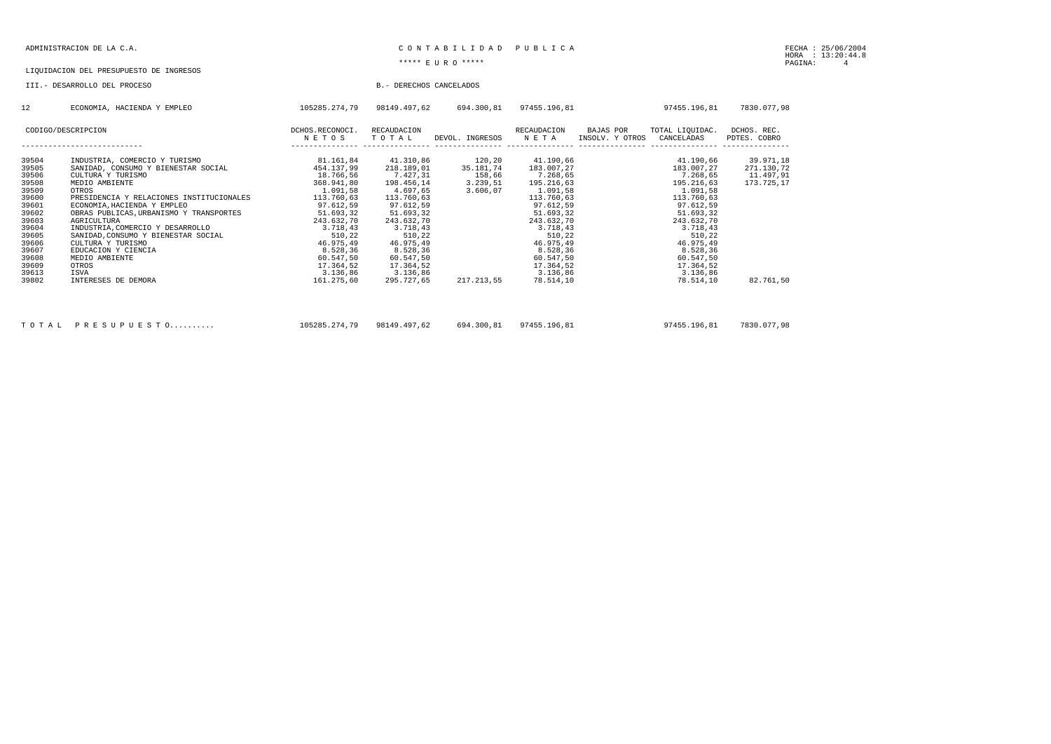ADMINISTRACION DE LA C.A.

CONTABILIDAD PUBLICA

***** E U R O *****

FECHA : 25/06/2004
HORA : 13:20:44.8

LIQUIDACION DEL PRESUPUESTO DE INGRESOS

III.- DESARROLLO DEL PROCESO

B.- DERECHOS CANCELADOS

| | | | | | | | | |
|---|---|---|---|---|---|---|---|---|
| 12 | ECONOMIA, HACIENDA Y EMPLEO | 105285.274,79 | 98149.497,62 | 694.300,81 | 97455.196,81 | | 97455.196,81 | 7830.077,98 |

| CODIGO/DESCRIPCION | | DCHOS.RECONOCI. N E T O S | RECAUDACION T O T A L | DEVOL. INGRESOS | RECAUDACION N E T A | BAJAS POR INSOLV. Y OTROS | TOTAL LIQUIDAC. CANCELADAS | DCHOS. REC. PDTES. COBRO |
|---|---|---|---|---|---|---|---|---|
| 39504 | INDUSTRIA, COMERCIO Y TURISMO | 81.161,84 | 41.310,86 | 120,20 | 41.190,66 | | 41.190,66 | 39.971,18 |
| 39505 | SANIDAD, CONSUMO Y BIENESTAR SOCIAL | 454.137,99 | 218.189,01 | 35.181,74 | 183.007,27 | | 183.007,27 | 271.130,72 |
| 39506 | CULTURA Y TURISMO | 18.766,56 | 7.427,31 | 158,66 | 7.268,65 | | 7.268,65 | 11.497,91 |
| 39508 | MEDIO AMBIENTE | 368.941,80 | 198.456,14 | 3.239,51 | 195.216,63 | | 195.216,63 | 173.725,17 |
| 39509 | OTROS | 1.091,58 | 4.697,65 | 3.606,07 | 1.091,58 | | 1.091,58 | |
| 39600 | PRESIDENCIA Y RELACIONES INSTITUCIONALES | 113.760,63 | 113.760,63 | | 113.760,63 | | 113.760,63 | |
| 39601 | ECONOMIA,HACIENDA Y EMPLEO | 97.612,59 | 97.612,59 | | 97.612,59 | | 97.612,59 | |
| 39602 | OBRAS PUBLICAS,URBANISMO Y TRANSPORTES | 51.693,32 | 51.693,32 | | 51.693,32 | | 51.693,32 | |
| 39603 | AGRICULTURA | 243.632,70 | 243.632,70 | | 243.632,70 | | 243.632,70 | |
| 39604 | INDUSTRIA,COMERCIO Y DESARROLLO | 3.718,43 | 3.718,43 | | 3.718,43 | | 3.718,43 | |
| 39605 | SANIDAD,CONSUMO Y BIENESTAR SOCIAL | 510,22 | 510,22 | | 510,22 | | 510,22 | |
| 39606 | CULTURA Y TURISMO | 46.975,49 | 46.975,49 | | 46.975,49 | | 46.975,49 | |
| 39607 | EDUCACION Y CIENCIA | 8.528,36 | 8.528,36 | | 8.528,36 | | 8.528,36 | |
| 39608 | MEDIO AMBIENTE | 60.547,50 | 60.547,50 | | 60.547,50 | | 60.547,50 | |
| 39609 | OTROS | 17.364,52 | 17.364,52 | | 17.364,52 | | 17.364,52 | |
| 39613 | ISVA | 3.136,86 | 3.136,86 | | 3.136,86 | | 3.136,86 | |
| 39802 | INTERESES DE DEMORA | 161.275,60 | 295.727,65 | 217.213,55 | 78.514,10 | | 78.514,10 | 82.761,50 |

| | | | | | | | |
|---|---|---|---|---|---|---|---|
| T O T A L P R E S U P U E S T O......... | 105285.274,79 | 98149.497,62 | 694.300,81 | 97455.196,81 | | 97455.196,81 | 7830.077,98 |